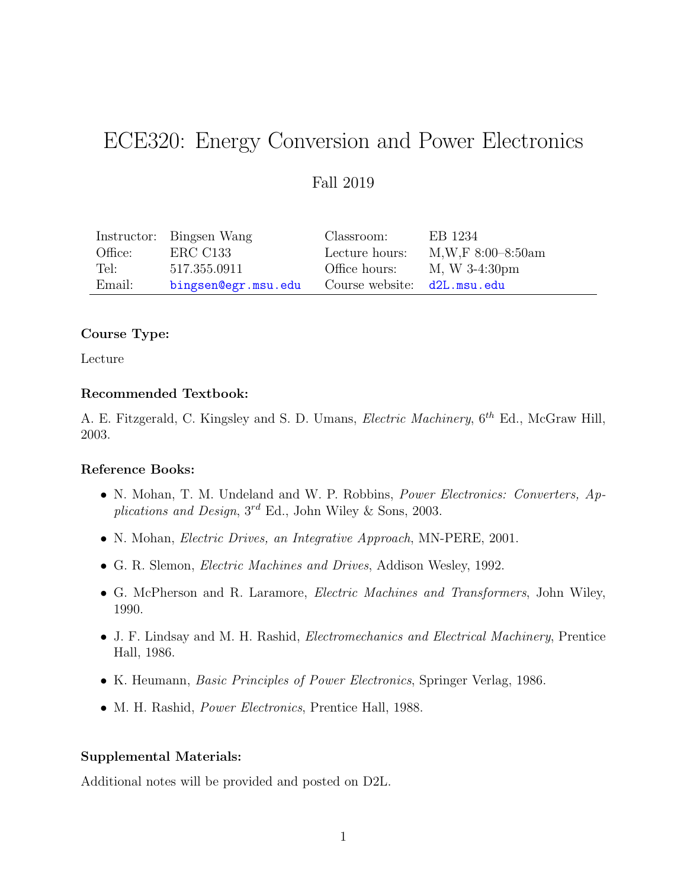# ECE320: Energy Conversion and Power Electronics

Fall 2019

| | | | |
|---|---|---|---|
| Instructor: | Bingsen Wang | Classroom: | EB 1234 |
| Office: | ERC C133 | Lecture hours: | M,W,F 8:00–8:50am |
| Tel: | 517.355.0911 | Office hours: | M, W 3-4:30pm |
| Email: | bingsen@egr.msu.edu | Course website: | d2L.msu.edu |

### Course Type:

Lecture

### Recommended Textbook:

A. E. Fitzgerald, C. Kingsley and S. D. Umans, *Electric Machinery*, $6^{th}$ Ed., McGraw Hill, 2003.

### Reference Books:

- N. Mohan, T. M. Undeland and W. P. Robbins, *Power Electronics: Converters, Applications and Design*, $3^{rd}$ Ed., John Wiley & Sons, 2003.
- N. Mohan, *Electric Drives, an Integrative Approach*, MN-PERE, 2001.
- G. R. Slemon, *Electric Machines and Drives*, Addison Wesley, 1992.
- G. McPherson and R. Laramore, *Electric Machines and Transformers*, John Wiley, 1990.
- J. F. Lindsay and M. H. Rashid, *Electromechanics and Electrical Machinery*, Prentice Hall, 1986.
- K. Heumann, *Basic Principles of Power Electronics*, Springer Verlag, 1986.
- M. H. Rashid, *Power Electronics*, Prentice Hall, 1988.

### Supplemental Materials:

Additional notes will be provided and posted on D2L.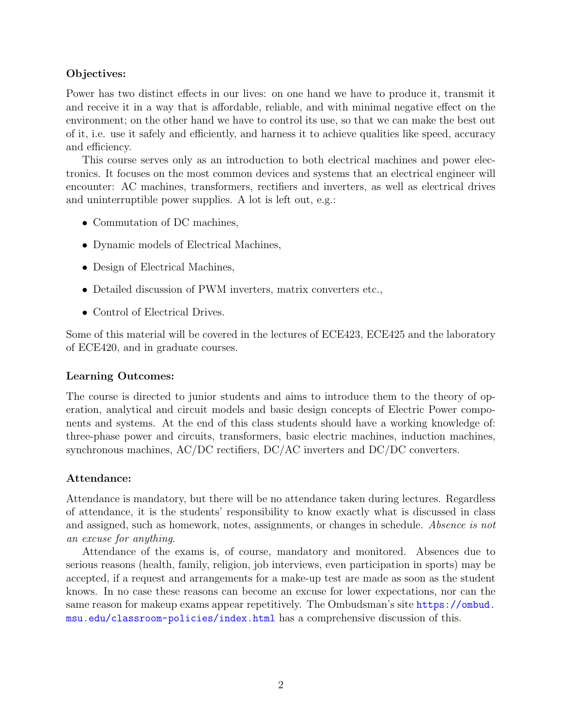**Objectives:**

Power has two distinct effects in our lives: on one hand we have to produce it, transmit it and receive it in a way that is affordable, reliable, and with minimal negative effect on the environment; on the other hand we have to control its use, so that we can make the best out of it, i.e. use it safely and efficiently, and harness it to achieve qualities like speed, accuracy and efficiency.

This course serves only as an introduction to both electrical machines and power electronics. It focuses on the most common devices and systems that an electrical engineer will encounter: AC machines, transformers, rectifiers and inverters, as well as electrical drives and uninterruptible power supplies. A lot is left out, e.g.:

- Commutation of DC machines,
- Dynamic models of Electrical Machines,
- Design of Electrical Machines,
- Detailed discussion of PWM inverters, matrix converters etc.,
- Control of Electrical Drives.

Some of this material will be covered in the lectures of ECE423, ECE425 and the laboratory of ECE420, and in graduate courses.

**Learning Outcomes:**

The course is directed to junior students and aims to introduce them to the theory of operation, analytical and circuit models and basic design concepts of Electric Power components and systems. At the end of this class students should have a working knowledge of: three-phase power and circuits, transformers, basic electric machines, induction machines, synchronous machines, AC/DC rectifiers, DC/AC inverters and DC/DC converters.

**Attendance:**

Attendance is mandatory, but there will be no attendance taken during lectures. Regardless of attendance, it is the students' responsibility to know exactly what is discussed in class and assigned, such as homework, notes, assignments, or changes in schedule. *Absence is not an excuse for anything.*

Attendance of the exams is, of course, mandatory and monitored. Absences due to serious reasons (health, family, religion, job interviews, even participation in sports) may be accepted, if a request and arrangements for a make-up test are made as soon as the student knows. In no case these reasons can become an excuse for lower expectations, nor can the same reason for makeup exams appear repetitively. The Ombudsman's site https://ombud.msu.edu/classroom-policies/index.html has a comprehensive discussion of this.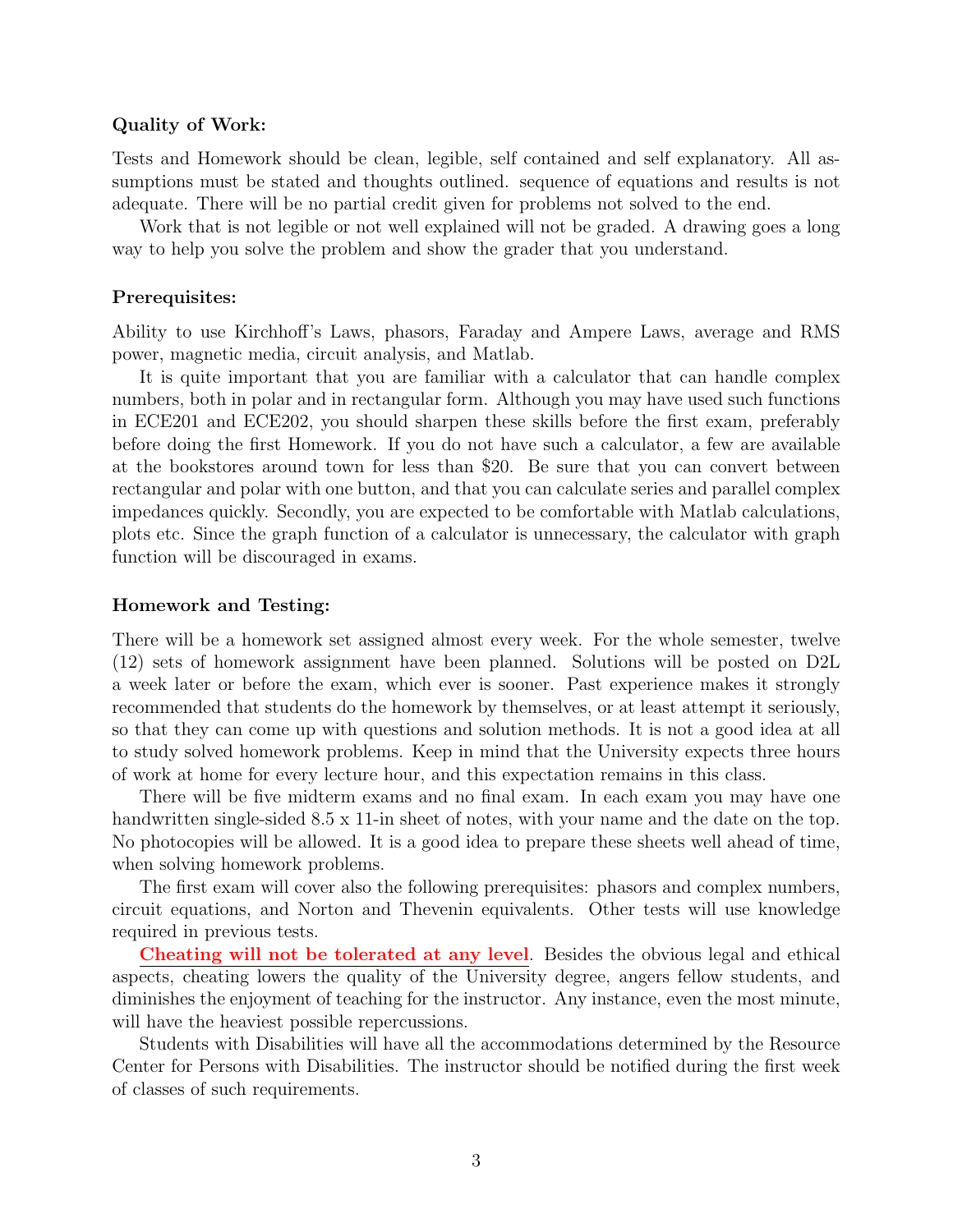**Quality of Work:**

Tests and Homework should be clean, legible, self contained and self explanatory. All assumptions must be stated and thoughts outlined. sequence of equations and results is not adequate. There will be no partial credit given for problems not solved to the end.

Work that is not legible or not well explained will not be graded. A drawing goes a long way to help you solve the problem and show the grader that you understand.

**Prerequisites:**

Ability to use Kirchhoff's Laws, phasors, Faraday and Ampere Laws, average and RMS power, magnetic media, circuit analysis, and Matlab.

It is quite important that you are familiar with a calculator that can handle complex numbers, both in polar and in rectangular form. Although you may have used such functions in ECE201 and ECE202, you should sharpen these skills before the first exam, preferably before doing the first Homework. If you do not have such a calculator, a few are available at the bookstores around town for less than $20. Be sure that you can convert between rectangular and polar with one button, and that you can calculate series and parallel complex impedances quickly. Secondly, you are expected to be comfortable with Matlab calculations, plots etc. Since the graph function of a calculator is unnecessary, the calculator with graph function will be discouraged in exams.

**Homework and Testing:**

There will be a homework set assigned almost every week. For the whole semester, twelve (12) sets of homework assignment have been planned. Solutions will be posted on D2L a week later or before the exam, which ever is sooner. Past experience makes it strongly recommended that students do the homework by themselves, or at least attempt it seriously, so that they can come up with questions and solution methods. It is not a good idea at all to study solved homework problems. Keep in mind that the University expects three hours of work at home for every lecture hour, and this expectation remains in this class.

There will be five midterm exams and no final exam. In each exam you may have one handwritten single-sided 8.5 x 11-in sheet of notes, with your name and the date on the top. No photocopies will be allowed. It is a good idea to prepare these sheets well ahead of time, when solving homework problems.

The first exam will cover also the following prerequisites: phasors and complex numbers, circuit equations, and Norton and Thevenin equivalents. Other tests will use knowledge required in previous tests.

**Cheating will not be tolerated at any level**. Besides the obvious legal and ethical aspects, cheating lowers the quality of the University degree, angers fellow students, and diminishes the enjoyment of teaching for the instructor. Any instance, even the most minute, will have the heaviest possible repercussions.

Students with Disabilities will have all the accommodations determined by the Resource Center for Persons with Disabilities. The instructor should be notified during the first week of classes of such requirements.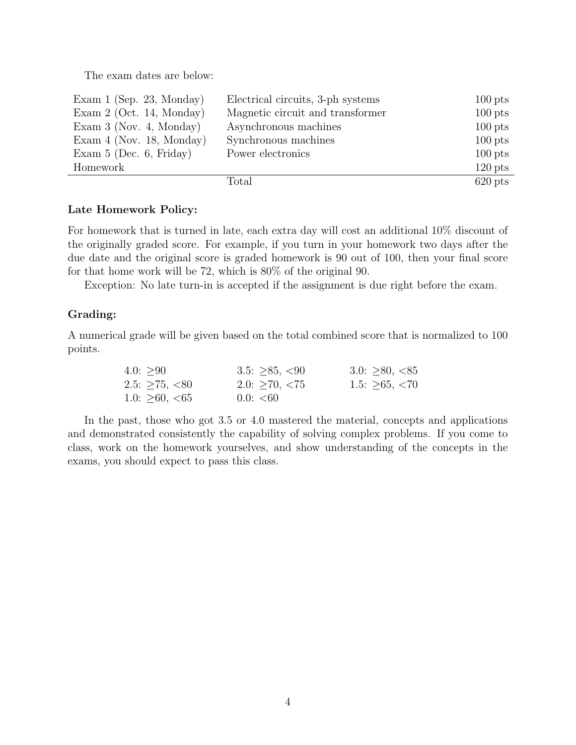The exam dates are below:

| | | |
|---|---|---|
| Exam 1 (Sep. 23, Monday) | Electrical circuits, 3-ph systems | 100 pts |
| Exam 2 (Oct. 14, Monday) | Magnetic circuit and transformer | 100 pts |
| Exam 3 (Nov. 4, Monday) | Asynchronous machines | 100 pts |
| Exam 4 (Nov. 18, Monday) | Synchronous machines | 100 pts |
| Exam 5 (Dec. 6, Friday) | Power electronics | 100 pts |
| Homework | | 120 pts |
| | Total | 620 pts |

**Late Homework Policy:**

For homework that is turned in late, each extra day will cost an additional 10% discount of the originally graded score. For example, if you turn in your homework two days after the due date and the original score is graded homework is 90 out of 100, then your final score for that home work will be 72, which is 80% of the original 90.

Exception: No late turn-in is accepted if the assignment is due right before the exam.

**Grading:**

A numerical grade will be given based on the total combined score that is normalized to 100 points.

| | | |
|---|---|---|
| 4.0: $\geq 90$ | 3.5: $\geq 85$, $<90$ | 3.0: $\geq 80$, $<85$ |
| 2.5: $\geq 75$, $<80$ | 2.0: $\geq 70$, $<75$ | 1.5: $\geq 65$, $<70$ |
| 1.0: $\geq 60$, $<65$ | 0.0: $<60$ | |

In the past, those who got 3.5 or 4.0 mastered the material, concepts and applications and demonstrated consistently the capability of solving complex problems. If you come to class, work on the homework yourselves, and show understanding of the concepts in the exams, you should expect to pass this class.